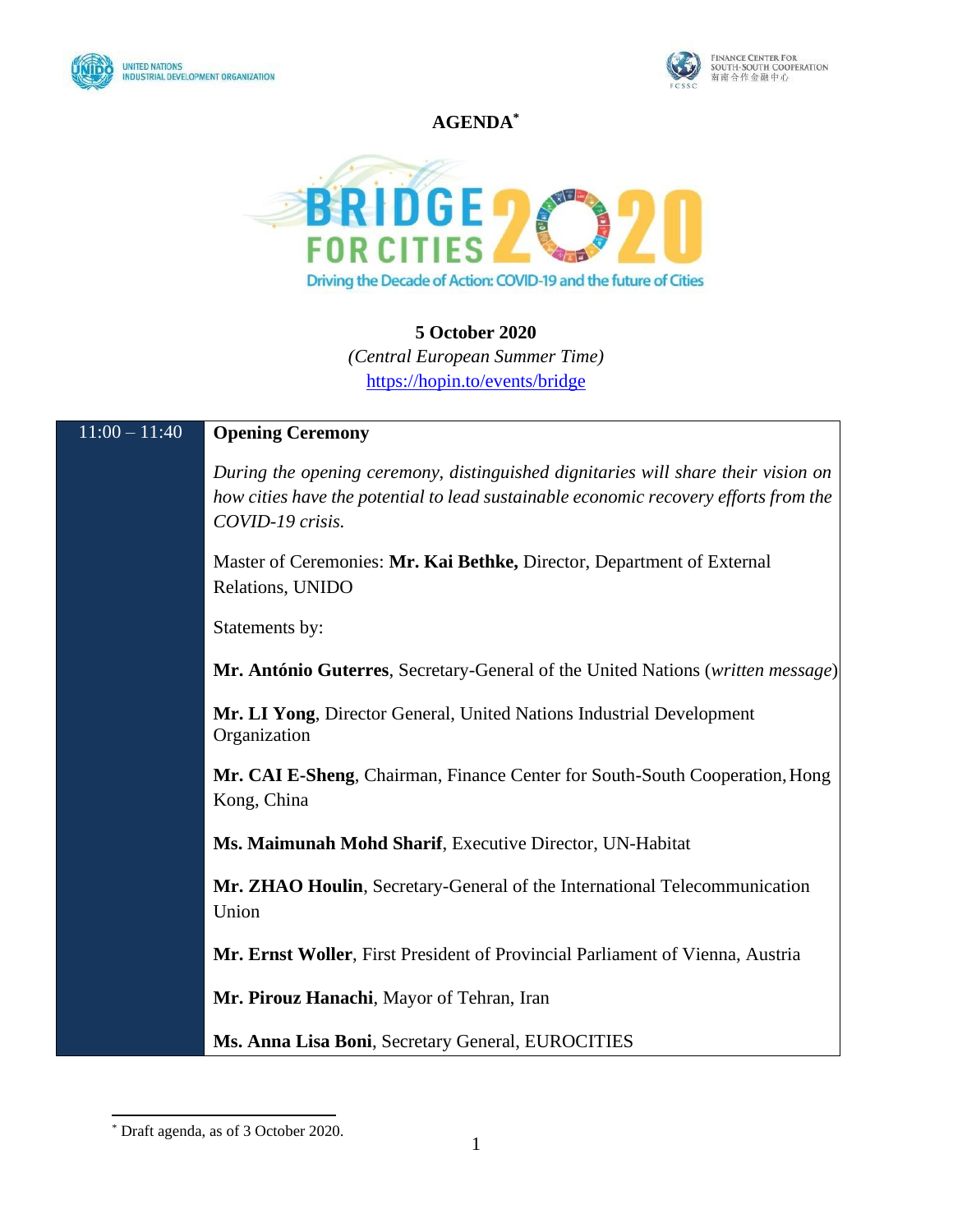# AGENDA[*]

BRIDGE FOR CITIES 2020

Driving the Decade of Action: COVID-19 and the future of Cities

**5 October 2020**

*(Central European Summer Time)*

https://hopin.to/events/bridge

| 11:00 – 11:40 | **Opening Ceremony**<br><br>*During the opening ceremony, distinguished dignitaries will share their vision on how cities have the potential to lead sustainable economic recovery efforts from the COVID-19 crisis.*<br><br>Master of Ceremonies: **Mr. Kai Bethke,** Director, Department of External Relations, UNIDO<br><br>Statements by:<br><br>**Mr. António Guterres**, Secretary-General of the United Nations (*written message*)<br><br>**Mr. LI Yong**, Director General, United Nations Industrial Development Organization<br><br>**Mr. CAI E-Sheng**, Chairman, Finance Center for South-South Cooperation, Hong Kong, China<br><br>**Ms. Maimunah Mohd Sharif**, Executive Director, UN-Habitat<br><br>**Mr. ZHAO Houlin**, Secretary-General of the International Telecommunication Union<br><br>**Mr. Ernst Woller**, First President of Provincial Parliament of Vienna, Austria<br><br>**Mr. Pirouz Hanachi**, Mayor of Tehran, Iran<br><br>**Ms. Anna Lisa Boni**, Secretary General, EUROCITIES |
|---|---|

[*] Draft agenda, as of 3 October 2020.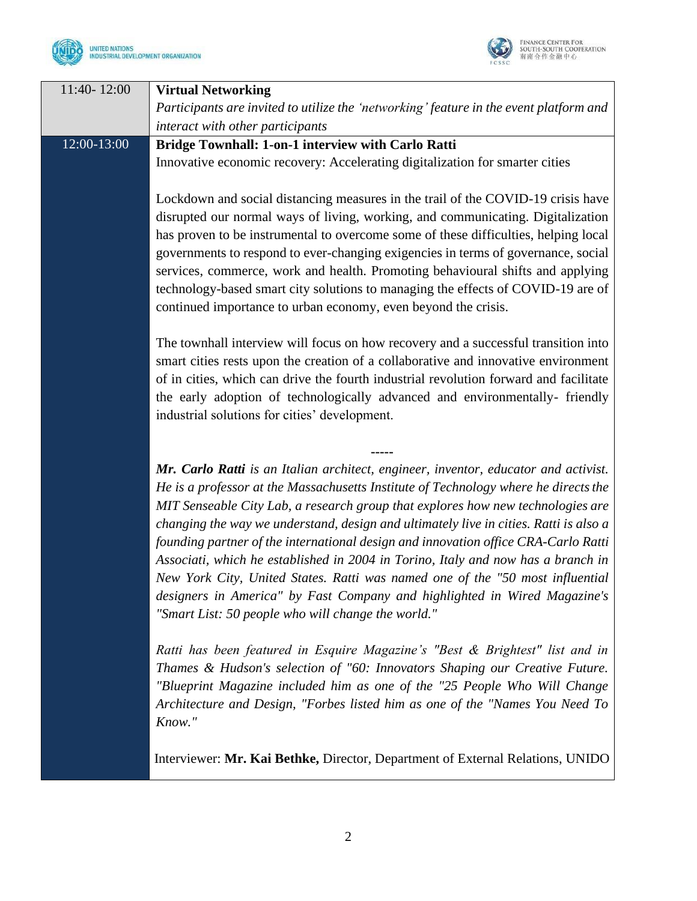| | |
|---|---|
| 11:40- 12:00 | **Virtual Networking**<br>*Participants are invited to utilize the 'networking' feature in the event platform and interact with other participants* |
| 12:00-13:00 | **Bridge Townhall: 1-on-1 interview with Carlo Ratti**<br>Innovative economic recovery: Accelerating digitalization for smarter cities<br><br>Lockdown and social distancing measures in the trail of the COVID-19 crisis have disrupted our normal ways of living, working, and communicating. Digitalization has proven to be instrumental to overcome some of these difficulties, helping local governments to respond to ever-changing exigencies in terms of governance, social services, commerce, work and health. Promoting behavioural shifts and applying technology-based smart city solutions to managing the effects of COVID-19 are of continued importance to urban economy, even beyond the crisis.<br><br>The townhall interview will focus on how recovery and a successful transition into smart cities rests upon the creation of a collaborative and innovative environment of in cities, which can drive the fourth industrial revolution forward and facilitate the early adoption of technologically advanced and environmentally- friendly industrial solutions for cities' development.<br><br>-----<br>***Mr. Carlo Ratti*** *is an Italian architect, engineer, inventor, educator and activist. He is a professor at the Massachusetts Institute of Technology where he directs the MIT Senseable City Lab, a research group that explores how new technologies are changing the way we understand, design and ultimately live in cities. Ratti is also a founding partner of the international design and innovation office CRA-Carlo Ratti Associati, which he established in 2004 in Torino, Italy and now has a branch in New York City, United States. Ratti was named one of the "50 most influential designers in America" by Fast Company and highlighted in Wired Magazine's "Smart List: 50 people who will change the world."*<br><br>*Ratti has been featured in Esquire Magazine's "Best & Brightest" list and in Thames & Hudson's selection of "60: Innovators Shaping our Creative Future. "Blueprint Magazine included him as one of the "25 People Who Will Change Architecture and Design, "Forbes listed him as one of the "Names You Need To Know."*<br><br>Interviewer: **Mr. Kai Bethke,** Director, Department of External Relations, UNIDO |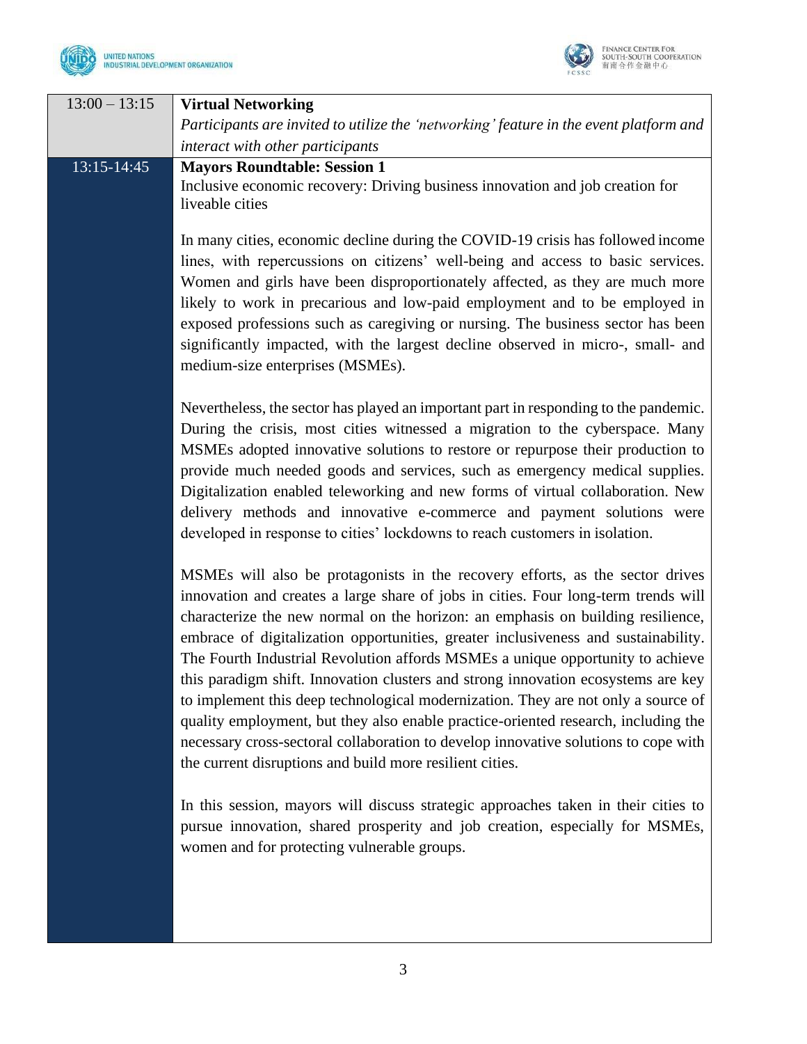| | |
|---|---|
| 13:00 – 13:15 | **Virtual Networking**<br>*Participants are invited to utilize the 'networking' feature in the event platform and interact with other participants* |
| 13:15-14:45 | **Mayors Roundtable: Session 1**<br>Inclusive economic recovery: Driving business innovation and job creation for liveable cities<br><br>In many cities, economic decline during the COVID-19 crisis has followed income lines, with repercussions on citizens' well-being and access to basic services. Women and girls have been disproportionately affected, as they are much more likely to work in precarious and low-paid employment and to be employed in exposed professions such as caregiving or nursing. The business sector has been significantly impacted, with the largest decline observed in micro-, small- and medium-size enterprises (MSMEs).<br><br>Nevertheless, the sector has played an important part in responding to the pandemic. During the crisis, most cities witnessed a migration to the cyberspace. Many MSMEs adopted innovative solutions to restore or repurpose their production to provide much needed goods and services, such as emergency medical supplies. Digitalization enabled teleworking and new forms of virtual collaboration. New delivery methods and innovative e-commerce and payment solutions were developed in response to cities' lockdowns to reach customers in isolation.<br><br>MSMEs will also be protagonists in the recovery efforts, as the sector drives innovation and creates a large share of jobs in cities. Four long-term trends will characterize the new normal on the horizon: an emphasis on building resilience, embrace of digitalization opportunities, greater inclusiveness and sustainability. The Fourth Industrial Revolution affords MSMEs a unique opportunity to achieve this paradigm shift. Innovation clusters and strong innovation ecosystems are key to implement this deep technological modernization. They are not only a source of quality employment, but they also enable practice-oriented research, including the necessary cross-sectoral collaboration to develop innovative solutions to cope with the current disruptions and build more resilient cities.<br><br>In this session, mayors will discuss strategic approaches taken in their cities to pursue innovation, shared prosperity and job creation, especially for MSMEs, women and for protecting vulnerable groups. |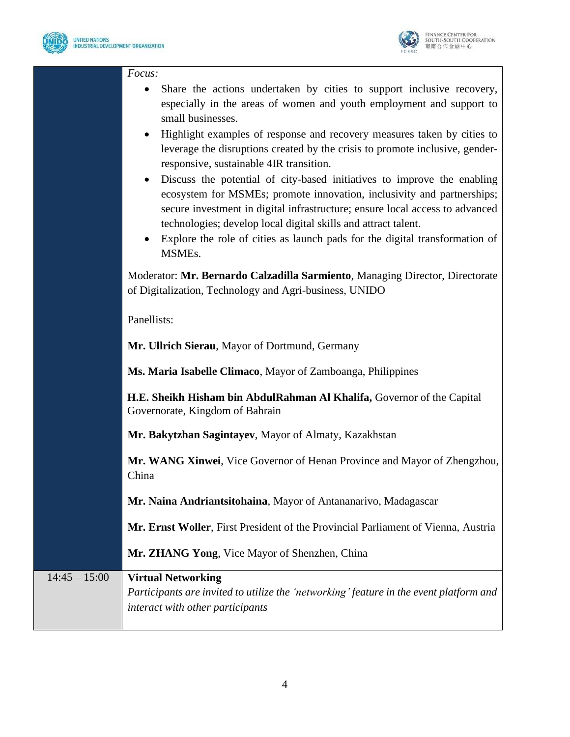| | |
|---|---|
| | *Focus:*<br>• Share the actions undertaken by cities to support inclusive recovery, especially in the areas of women and youth employment and support to small businesses.<br>• Highlight examples of response and recovery measures taken by cities to leverage the disruptions created by the crisis to promote inclusive, gender-responsive, sustainable 4IR transition.<br>• Discuss the potential of city-based initiatives to improve the enabling ecosystem for MSMEs; promote innovation, inclusivity and partnerships; secure investment in digital infrastructure; ensure local access to advanced technologies; develop local digital skills and attract talent.<br>• Explore the role of cities as launch pads for the digital transformation of MSMEs.<br><br>Moderator: **Mr. Bernardo Calzadilla Sarmiento**, Managing Director, Directorate of Digitalization, Technology and Agri-business, UNIDO<br><br>Panellists:<br><br>**Mr. Ullrich Sierau**, Mayor of Dortmund, Germany<br><br>**Ms. Maria Isabelle Climaco**, Mayor of Zamboanga, Philippines<br><br>**H.E. Sheikh Hisham bin AbdulRahman Al Khalifa,** Governor of the Capital Governorate, Kingdom of Bahrain<br><br>**Mr. Bakytzhan Sagintayev**, Mayor of Almaty, Kazakhstan<br><br>**Mr. WANG Xinwei**, Vice Governor of Henan Province and Mayor of Zhengzhou, China<br><br>**Mr. Naina Andriantsitohaina**, Mayor of Antananarivo, Madagascar<br><br>**Mr. Ernst Woller**, First President of the Provincial Parliament of Vienna, Austria<br><br>**Mr. ZHANG Yong**, Vice Mayor of Shenzhen, China |
| 14:45 – 15:00 | **Virtual Networking**<br>*Participants are invited to utilize the 'networking' feature in the event platform and interact with other participants* |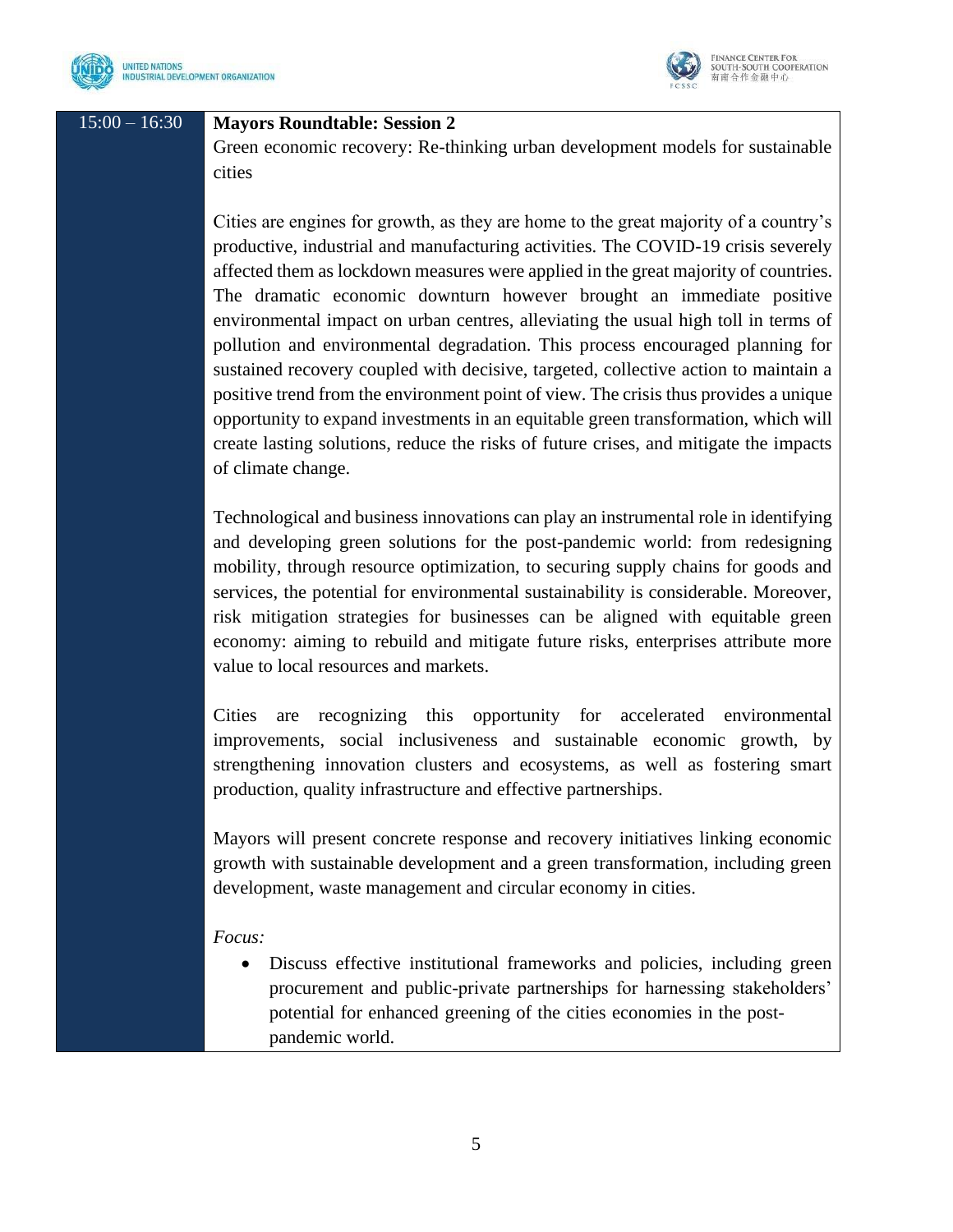| | |
|---|---|
| 15:00 – 16:30 | **Mayors Roundtable: Session 2**<br>Green economic recovery: Re-thinking urban development models for sustainable cities<br><br>Cities are engines for growth, as they are home to the great majority of a country's productive, industrial and manufacturing activities. The COVID-19 crisis severely affected them as lockdown measures were applied in the great majority of countries. The dramatic economic downturn however brought an immediate positive environmental impact on urban centres, alleviating the usual high toll in terms of pollution and environmental degradation. This process encouraged planning for sustained recovery coupled with decisive, targeted, collective action to maintain a positive trend from the environment point of view. The crisis thus provides a unique opportunity to expand investments in an equitable green transformation, which will create lasting solutions, reduce the risks of future crises, and mitigate the impacts of climate change.<br><br>Technological and business innovations can play an instrumental role in identifying and developing green solutions for the post-pandemic world: from redesigning mobility, through resource optimization, to securing supply chains for goods and services, the potential for environmental sustainability is considerable. Moreover, risk mitigation strategies for businesses can be aligned with equitable green economy: aiming to rebuild and mitigate future risks, enterprises attribute more value to local resources and markets.<br><br>Cities are recognizing this opportunity for accelerated environmental improvements, social inclusiveness and sustainable economic growth, by strengthening innovation clusters and ecosystems, as well as fostering smart production, quality infrastructure and effective partnerships.<br><br>Mayors will present concrete response and recovery initiatives linking economic growth with sustainable development and a green transformation, including green development, waste management and circular economy in cities.<br><br>*Focus:*<br>• Discuss effective institutional frameworks and policies, including green procurement and public-private partnerships for harnessing stakeholders' potential for enhanced greening of the cities economies in the post-pandemic world. |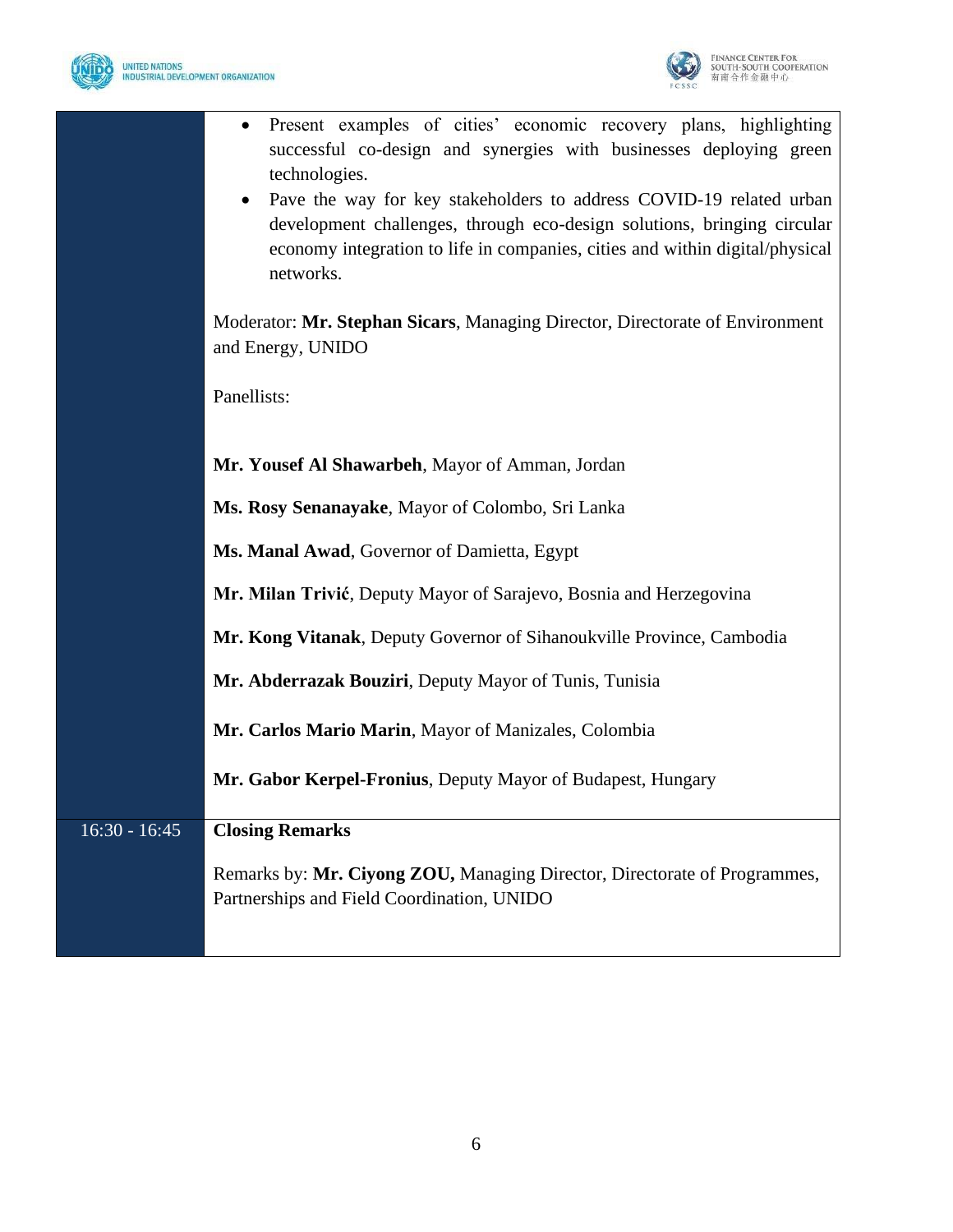| | |
|---|---|
| | • Present examples of cities' economic recovery plans, highlighting successful co-design and synergies with businesses deploying green technologies.<br>• Pave the way for key stakeholders to address COVID-19 related urban development challenges, through eco-design solutions, bringing circular economy integration to life in companies, cities and within digital/physical networks.<br><br>Moderator: **Mr. Stephan Sicars**, Managing Director, Directorate of Environment and Energy, UNIDO<br><br>Panellists:<br><br>**Mr. Yousef Al Shawarbeh**, Mayor of Amman, Jordan<br><br>**Ms. Rosy Senanayake**, Mayor of Colombo, Sri Lanka<br><br>**Ms. Manal Awad**, Governor of Damietta, Egypt<br><br>**Mr. Milan Trivić**, Deputy Mayor of Sarajevo, Bosnia and Herzegovina<br><br>**Mr. Kong Vitanak**, Deputy Governor of Sihanoukville Province, Cambodia<br><br>**Mr. Abderrazak Bouziri**, Deputy Mayor of Tunis, Tunisia<br><br>**Mr. Carlos Mario Marin**, Mayor of Manizales, Colombia<br><br>**Mr. Gabor Kerpel-Fronius**, Deputy Mayor of Budapest, Hungary |
| 16:30 - 16:45 | **Closing Remarks**<br><br>Remarks by: **Mr. Ciyong ZOU,** Managing Director, Directorate of Programmes, Partnerships and Field Coordination, UNIDO |